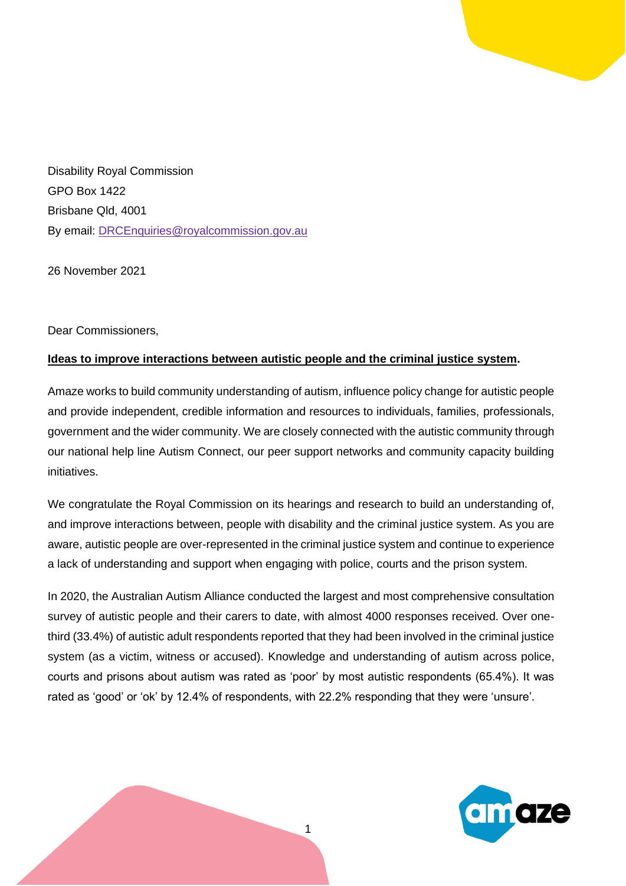Disability Royal Commission
GPO Box 1422
Brisbane Qld, 4001
By email: [DRCEnquiries@royalcommission.gov.au](mailto:DRCEnquiries@royalcommission.gov.au)

26 November 2021

Dear Commissioners,

**Ideas to improve interactions between autistic people and the criminal justice system.**

Amaze works to build community understanding of autism, influence policy change for autistic people and provide independent, credible information and resources to individuals, families, professionals, government and the wider community. We are closely connected with the autistic community through our national help line Autism Connect, our peer support networks and community capacity building initiatives.

We congratulate the Royal Commission on its hearings and research to build an understanding of, and improve interactions between, people with disability and the criminal justice system. As you are aware, autistic people are over-represented in the criminal justice system and continue to experience a lack of understanding and support when engaging with police, courts and the prison system.

In 2020, the Australian Autism Alliance conducted the largest and most comprehensive consultation survey of autistic people and their carers to date, with almost 4000 responses received. Over one-third (33.4%) of autistic adult respondents reported that they had been involved in the criminal justice system (as a victim, witness or accused). Knowledge and understanding of autism across police, courts and prisons about autism was rated as 'poor' by most autistic respondents (65.4%). It was rated as 'good' or 'ok' by 12.4% of respondents, with 22.2% responding that they were 'unsure'.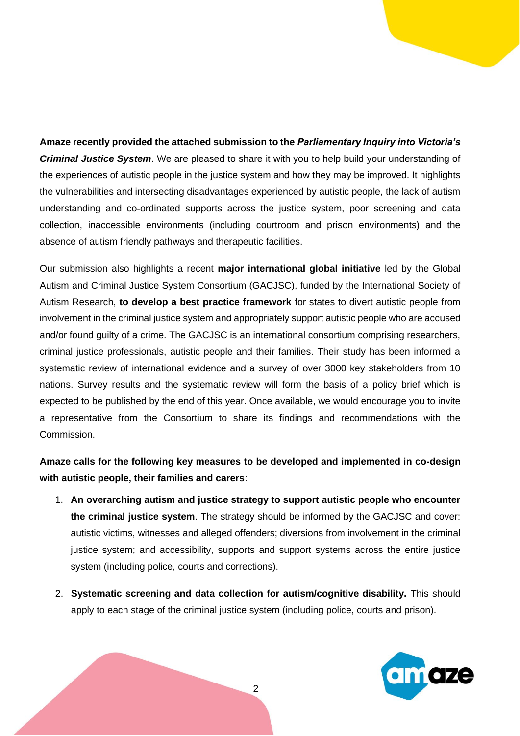**Amaze recently provided the attached submission to the *Parliamentary Inquiry into Victoria's Criminal Justice System***. We are pleased to share it with you to help build your understanding of the experiences of autistic people in the justice system and how they may be improved. It highlights the vulnerabilities and intersecting disadvantages experienced by autistic people, the lack of autism understanding and co-ordinated supports across the justice system, poor screening and data collection, inaccessible environments (including courtroom and prison environments) and the absence of autism friendly pathways and therapeutic facilities.

Our submission also highlights a recent **major international global initiative** led by the Global Autism and Criminal Justice System Consortium (GACJSC), funded by the International Society of Autism Research, **to develop a best practice framework** for states to divert autistic people from involvement in the criminal justice system and appropriately support autistic people who are accused and/or found guilty of a crime. The GACJSC is an international consortium comprising researchers, criminal justice professionals, autistic people and their families. Their study has been informed a systematic review of international evidence and a survey of over 3000 key stakeholders from 10 nations. Survey results and the systematic review will form the basis of a policy brief which is expected to be published by the end of this year. Once available, we would encourage you to invite a representative from the Consortium to share its findings and recommendations with the Commission.

**Amaze calls for the following key measures to be developed and implemented in co-design with autistic people, their families and carers**:

1. **An overarching autism and justice strategy to support autistic people who encounter the criminal justice system**. The strategy should be informed by the GACJSC and cover: autistic victims, witnesses and alleged offenders; diversions from involvement in the criminal justice system; and accessibility, supports and support systems across the entire justice system (including police, courts and corrections).

2. **Systematic screening and data collection for autism/cognitive disability.** This should apply to each stage of the criminal justice system (including police, courts and prison).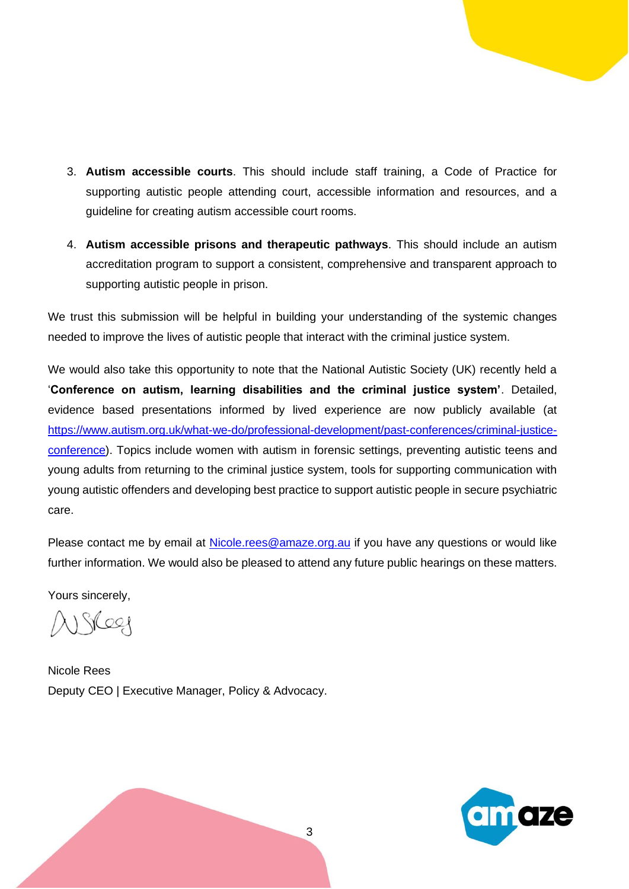3. **Autism accessible courts**. This should include staff training, a Code of Practice for supporting autistic people attending court, accessible information and resources, and a guideline for creating autism accessible court rooms.

4. **Autism accessible prisons and therapeutic pathways**. This should include an autism accreditation program to support a consistent, comprehensive and transparent approach to supporting autistic people in prison.

We trust this submission will be helpful in building your understanding of the systemic changes needed to improve the lives of autistic people that interact with the criminal justice system.

We would also take this opportunity to note that the National Autistic Society (UK) recently held a '**Conference on autism, learning disabilities and the criminal justice system'**. Detailed, evidence based presentations informed by lived experience are now publicly available (at https://www.autism.org.uk/what-we-do/professional-development/past-conferences/criminal-justice-conference). Topics include women with autism in forensic settings, preventing autistic teens and young adults from returning to the criminal justice system, tools for supporting communication with young autistic offenders and developing best practice to support autistic people in secure psychiatric care.

Please contact me by email at Nicole.rees@amaze.org.au if you have any questions or would like further information. We would also be pleased to attend any future public hearings on these matters.

Yours sincerely,

Nicole Rees
Deputy CEO | Executive Manager, Policy & Advocacy.